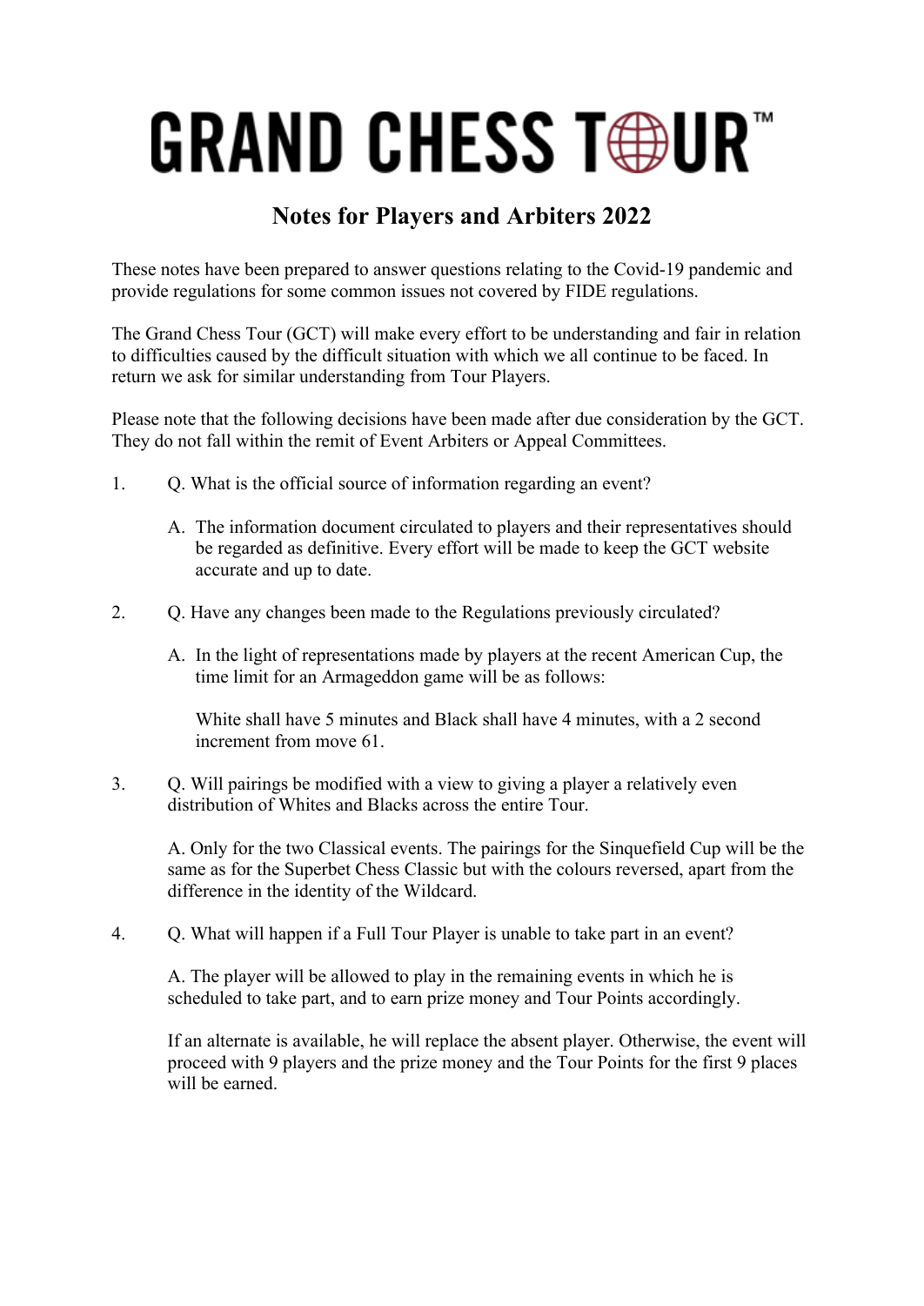# GRAND CHESS TOUR™

## Notes for Players and Arbiters 2022

These notes have been prepared to answer questions relating to the Covid-19 pandemic and provide regulations for some common issues not covered by FIDE regulations.

The Grand Chess Tour (GCT) will make every effort to be understanding and fair in relation to difficulties caused by the difficult situation with which we all continue to be faced. In return we ask for similar understanding from Tour Players.

Please note that the following decisions have been made after due consideration by the GCT. They do not fall within the remit of Event Arbiters or Appeal Committees.

1. Q. What is the official source of information regarding an event?

   A. The information document circulated to players and their representatives should be regarded as definitive. Every effort will be made to keep the GCT website accurate and up to date.

2. Q. Have any changes been made to the Regulations previously circulated?

   A. In the light of representations made by players at the recent American Cup, the time limit for an Armageddon game will be as follows:

   White shall have 5 minutes and Black shall have 4 minutes, with a 2 second increment from move 61.

3. Q. Will pairings be modified with a view to giving a player a relatively even distribution of Whites and Blacks across the entire Tour.

   A. Only for the two Classical events. The pairings for the Sinquefield Cup will be the same as for the Superbet Chess Classic but with the colours reversed, apart from the difference in the identity of the Wildcard.

4. Q. What will happen if a Full Tour Player is unable to take part in an event?

   A. The player will be allowed to play in the remaining events in which he is scheduled to take part, and to earn prize money and Tour Points accordingly.

   If an alternate is available, he will replace the absent player. Otherwise, the event will proceed with 9 players and the prize money and the Tour Points for the first 9 places will be earned.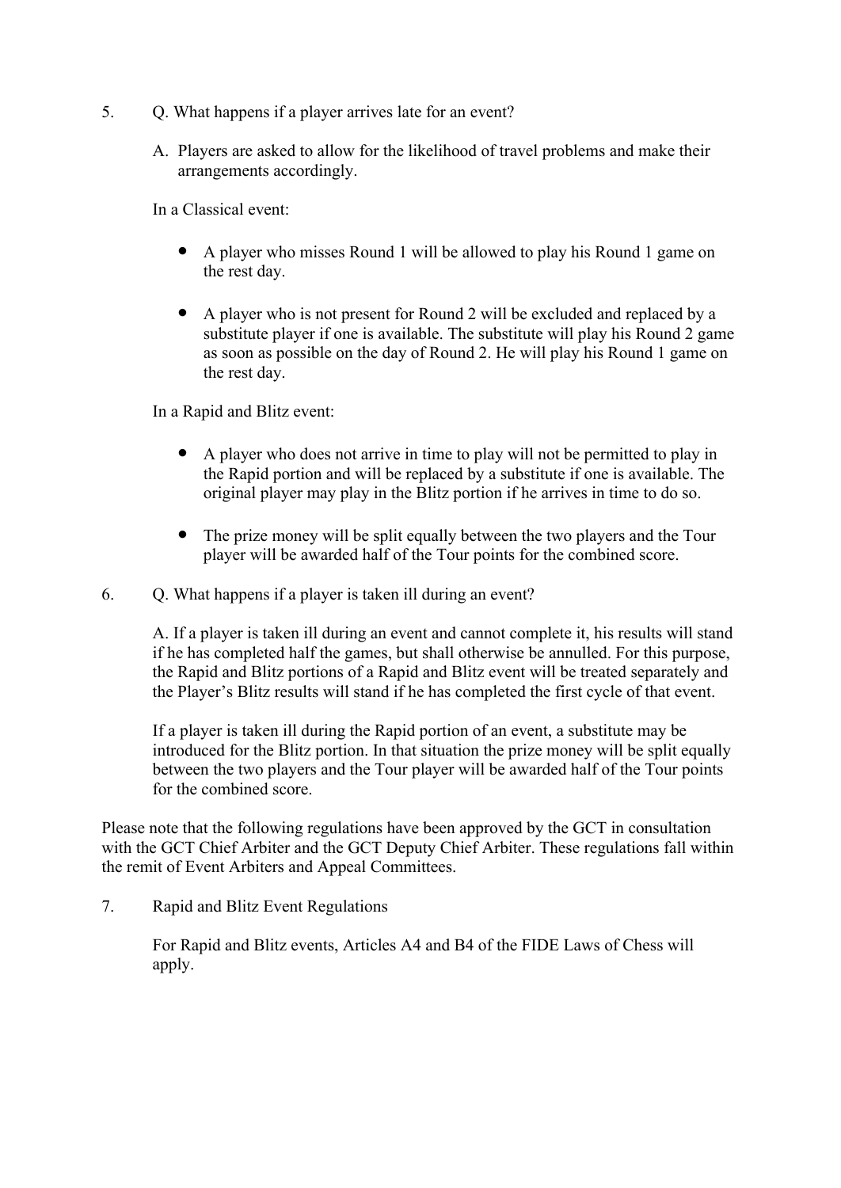5. Q. What happens if a player arrives late for an event?

   A. Players are asked to allow for the likelihood of travel problems and make their arrangements accordingly.

   In a Classical event:

   - A player who misses Round 1 will be allowed to play his Round 1 game on the rest day.

   - A player who is not present for Round 2 will be excluded and replaced by a substitute player if one is available. The substitute will play his Round 2 game as soon as possible on the day of Round 2. He will play his Round 1 game on the rest day.

   In a Rapid and Blitz event:

   - A player who does not arrive in time to play will not be permitted to play in the Rapid portion and will be replaced by a substitute if one is available. The original player may play in the Blitz portion if he arrives in time to do so.

   - The prize money will be split equally between the two players and the Tour player will be awarded half of the Tour points for the combined score.

6. Q. What happens if a player is taken ill during an event?

   A. If a player is taken ill during an event and cannot complete it, his results will stand if he has completed half the games, but shall otherwise be annulled. For this purpose, the Rapid and Blitz portions of a Rapid and Blitz event will be treated separately and the Player's Blitz results will stand if he has completed the first cycle of that event.

   If a player is taken ill during the Rapid portion of an event, a substitute may be introduced for the Blitz portion. In that situation the prize money will be split equally between the two players and the Tour player will be awarded half of the Tour points for the combined score.

Please note that the following regulations have been approved by the GCT in consultation with the GCT Chief Arbiter and the GCT Deputy Chief Arbiter. These regulations fall within the remit of Event Arbiters and Appeal Committees.

7. Rapid and Blitz Event Regulations

   For Rapid and Blitz events, Articles A4 and B4 of the FIDE Laws of Chess will apply.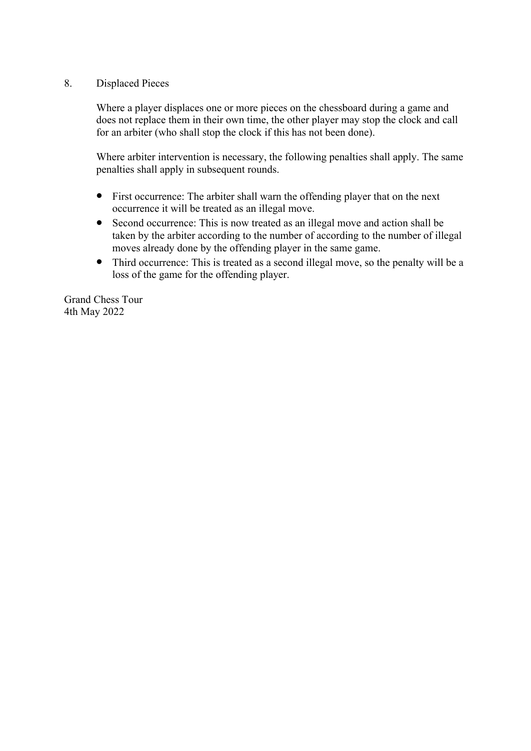8. Displaced Pieces

Where a player displaces one or more pieces on the chessboard during a game and does not replace them in their own time, the other player may stop the clock and call for an arbiter (who shall stop the clock if this has not been done).

Where arbiter intervention is necessary, the following penalties shall apply. The same penalties shall apply in subsequent rounds.

- First occurrence: The arbiter shall warn the offending player that on the next occurrence it will be treated as an illegal move.
- Second occurrence: This is now treated as an illegal move and action shall be taken by the arbiter according to the number of according to the number of illegal moves already done by the offending player in the same game.
- Third occurrence: This is treated as a second illegal move, so the penalty will be a loss of the game for the offending player.

Grand Chess Tour
4th May 2022